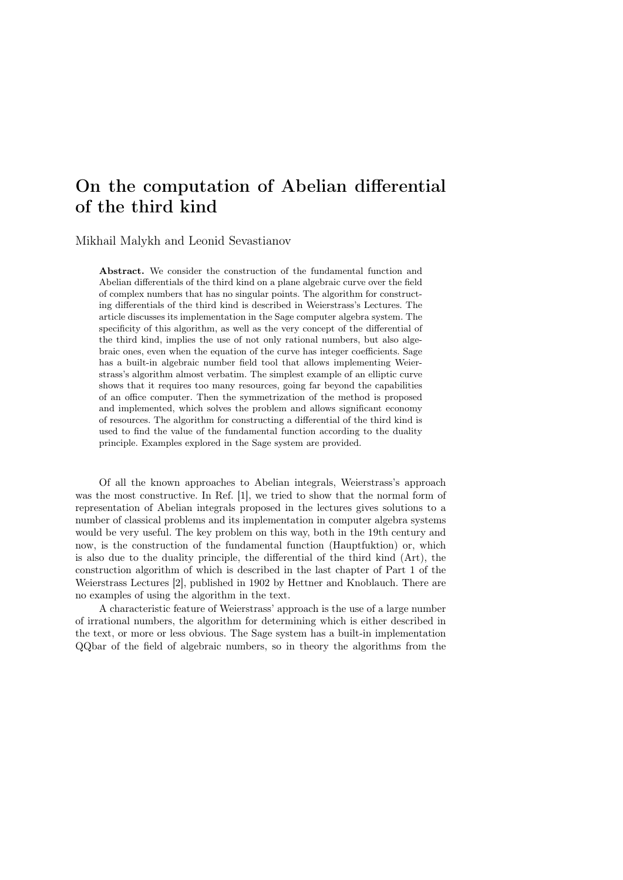# On the computation of Abelian differential of the third kind

Mikhail Malykh and Leonid Sevastianov

**Abstract.** We consider the construction of the fundamental function and Abelian differentials of the third kind on a plane algebraic curve over the field of complex numbers that has no singular points. The algorithm for constructing differentials of the third kind is described in Weierstrass's Lectures. The article discusses its implementation in the Sage computer algebra system. The specificity of this algorithm, as well as the very concept of the differential of the third kind, implies the use of not only rational numbers, but also algebraic ones, even when the equation of the curve has integer coefficients. Sage has a built-in algebraic number field tool that allows implementing Weierstrass's algorithm almost verbatim. The simplest example of an elliptic curve shows that it requires too many resources, going far beyond the capabilities of an office computer. Then the symmetrization of the method is proposed and implemented, which solves the problem and allows significant economy of resources. The algorithm for constructing a differential of the third kind is used to find the value of the fundamental function according to the duality principle. Examples explored in the Sage system are provided.

Of all the known approaches to Abelian integrals, Weierstrass's approach was the most constructive. In Ref. [1], we tried to show that the normal form of representation of Abelian integrals proposed in the lectures gives solutions to a number of classical problems and its implementation in computer algebra systems would be very useful. The key problem on this way, both in the 19th century and now, is the construction of the fundamental function (Hauptfuktion) or, which is also due to the duality principle, the differential of the third kind (Art), the construction algorithm of which is described in the last chapter of Part 1 of the Weierstrass Lectures [2], published in 1902 by Hettner and Knoblauch. There are no examples of using the algorithm in the text.

A characteristic feature of Weierstrass' approach is the use of a large number of irrational numbers, the algorithm for determining which is either described in the text, or more or less obvious. The Sage system has a built-in implementation QQbar of the field of algebraic numbers, so in theory the algorithms from the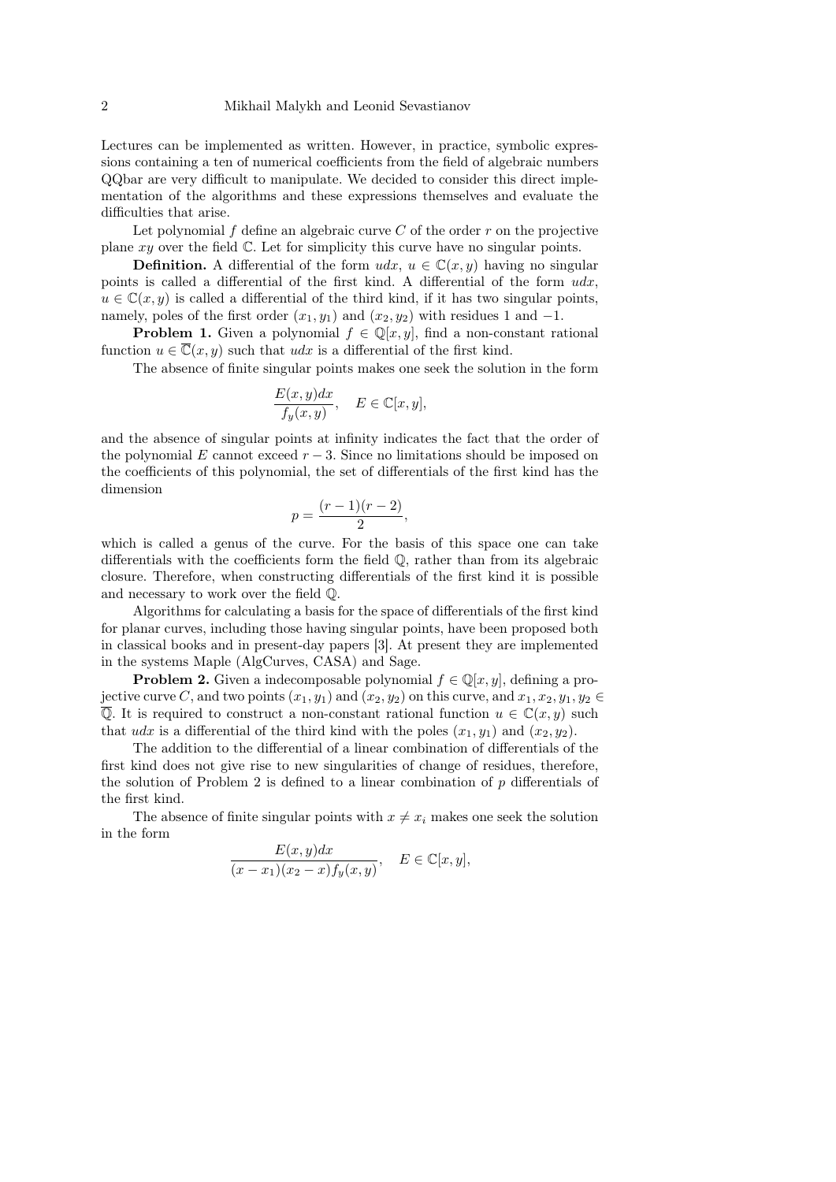Lectures can be implemented as written. However, in practice, symbolic expressions containing a ten of numerical coefficients from the field of algebraic numbers QQbar are very difficult to manipulate. We decided to consider this direct implementation of the algorithms and these expressions themselves and evaluate the difficulties that arise.

Let polynomial $f$ define an algebraic curve $C$ of the order $r$ on the projective plane $xy$ over the field $\mathbb{C}$. Let for simplicity this curve have no singular points.

**Definition.** A differential of the form $udx$, $u \in \mathbb{C}(x, y)$ having no singular points is called a differential of the first kind. A differential of the form $udx$, $u \in \mathbb{C}(x, y)$ is called a differential of the third kind, if it has two singular points, namely, poles of the first order $(x_1, y_1)$ and $(x_2, y_2)$ with residues 1 and $-1$.

**Problem 1.** Given a polynomial $f \in \mathbb{Q}[x, y]$, find a non-constant rational function $u \in \overline{\mathbb{C}}(x, y)$ such that $udx$ is a differential of the first kind.

The absence of finite singular points makes one seek the solution in the form

$$\frac{E(x, y)dx}{f_y(x, y)}, \quad E \in \mathbb{C}[x, y],$$

and the absence of singular points at infinity indicates the fact that the order of the polynomial $E$ cannot exceed $r - 3$. Since no limitations should be imposed on the coefficients of this polynomial, the set of differentials of the first kind has the dimension

$$p = \frac{(r-1)(r-2)}{2},$$

which is called a genus of the curve. For the basis of this space one can take differentials with the coefficients form the field $\mathbb{Q}$, rather than from its algebraic closure. Therefore, when constructing differentials of the first kind it is possible and necessary to work over the field $\mathbb{Q}$.

Algorithms for calculating a basis for the space of differentials of the first kind for planar curves, including those having singular points, have been proposed both in classical books and in present-day papers [3]. At present they are implemented in the systems Maple (AlgCurves, CASA) and Sage.

**Problem 2.** Given a indecomposable polynomial $f \in \mathbb{Q}[x, y]$, defining a projective curve $C$, and two points $(x_1, y_1)$ and $(x_2, y_2)$ on this curve, and $x_1, x_2, y_1, y_2 \in \overline{\mathbb{Q}}$. It is required to construct a non-constant rational function $u \in \mathbb{C}(x, y)$ such that $udx$ is a differential of the third kind with the poles $(x_1, y_1)$ and $(x_2, y_2)$.

The addition to the differential of a linear combination of differentials of the first kind does not give rise to new singularities of change of residues, therefore, the solution of Problem 2 is defined to a linear combination of $p$ differentials of the first kind.

The absence of finite singular points with $x \neq x_i$ makes one seek the solution in the form

$$\frac{E(x, y)dx}{(x - x_1)(x_2 - x)f_y(x, y)}, \quad E \in \mathbb{C}[x, y],$$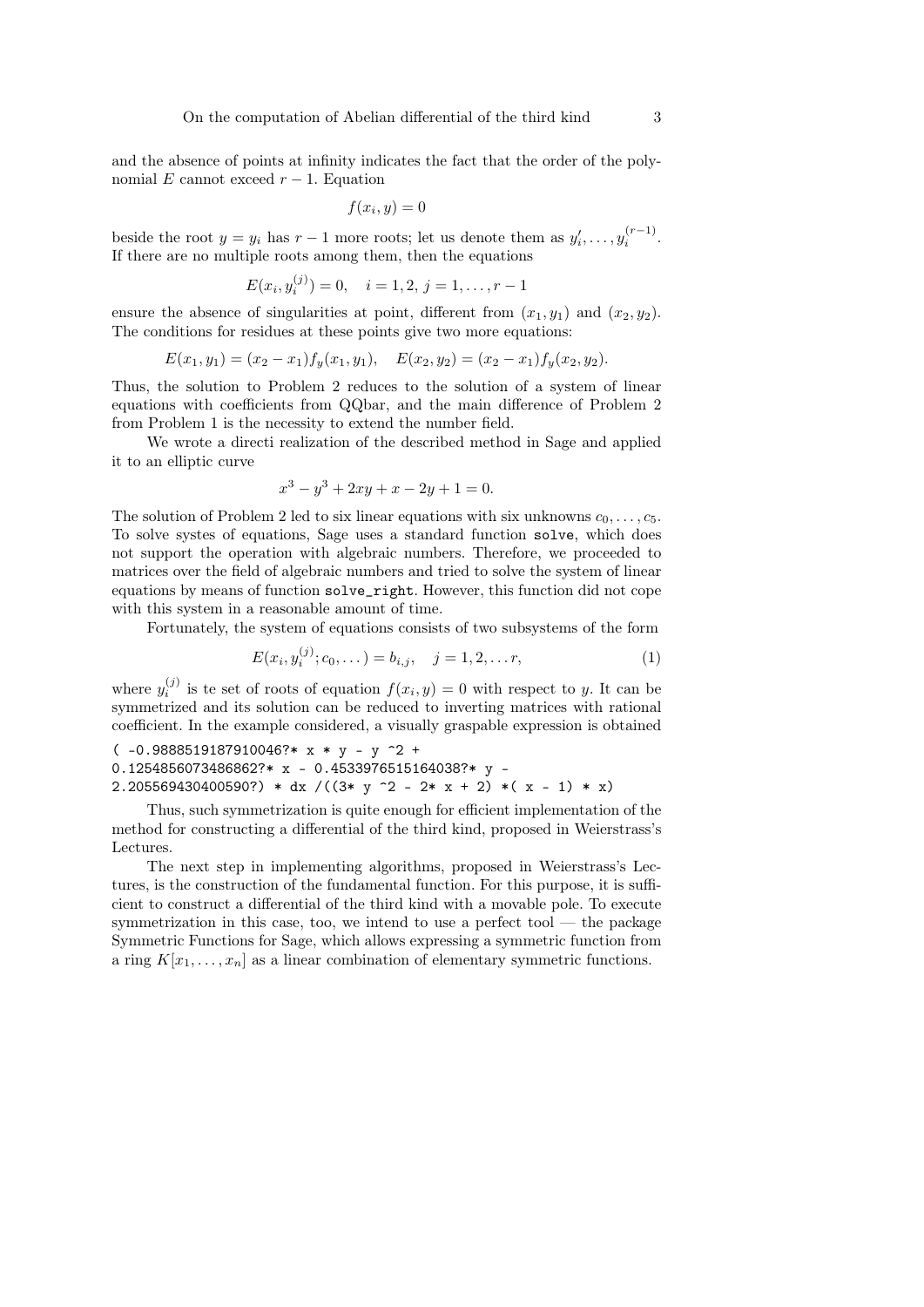and the absence of points at infinity indicates the fact that the order of the polynomial $E$ cannot exceed $r-1$. Equation

$$f(x_i, y) = 0$$

beside the root $y = y_i$ has $r-1$ more roots; let us denote them as $y_i', \dots, y_i^{(r-1)}$. If there are no multiple roots among them, then the equations

$$E(x_i, y_i^{(j)}) = 0, \quad i = 1, 2, \ j = 1, \dots, r-1$$

ensure the absence of singularities at point, different from $(x_1, y_1)$ and $(x_2, y_2)$. The conditions for residues at these points give two more equations:

$$E(x_1, y_1) = (x_2 - x_1) f_y(x_1, y_1), \quad E(x_2, y_2) = (x_2 - x_1) f_y(x_2, y_2).$$

Thus, the solution to Problem 2 reduces to the solution of a system of linear equations with coefficients from QQbar, and the main difference of Problem 2 from Problem 1 is the necessity to extend the number field.

We wrote a directi realization of the described method in Sage and applied it to an elliptic curve

$$x^3 - y^3 + 2xy + x - 2y + 1 = 0.$$

The solution of Problem 2 led to six linear equations with six unknowns $c_0, \dots, c_5$. To solve systes of equations, Sage uses a standard function `solve`, which does not support the operation with algebraic numbers. Therefore, we proceeded to matrices over the field of algebraic numbers and tried to solve the system of linear equations by means of function `solve_right`. However, this function did not cope with this system in a reasonable amount of time.

Fortunately, the system of equations consists of two subsystems of the form

$$E(x_i, y_i^{(j)}; c_0, \dots) = b_{i,j}, \quad j = 1, 2, \dots r, \tag{1}$$

where $y_i^{(j)}$ is te set of roots of equation $f(x_i, y) = 0$ with respect to $y$. It can be symmetrized and its solution can be reduced to inverting matrices with rational coefficient. In the example considered, a visually graspable expression is obtained

```
( -0.9888519187910046?* x * y - y ^2 +
0.1254856073486862?* x - 0.4533976515164038?* y -
2.205569430400590?) * dx /((3* y ^2 - 2* x + 2) *( x - 1) * x)
```

Thus, such symmetrization is quite enough for efficient implementation of the method for constructing a differential of the third kind, proposed in Weierstrass's Lectures.

The next step in implementing algorithms, proposed in Weierstrass's Lectures, is the construction of the fundamental function. For this purpose, it is sufficient to construct a differential of the third kind with a movable pole. To execute symmetrization in this case, too, we intend to use a perfect tool — the package Symmetric Functions for Sage, which allows expressing a symmetric function from a ring $K[x_1, \dots, x_n]$ as a linear combination of elementary symmetric functions.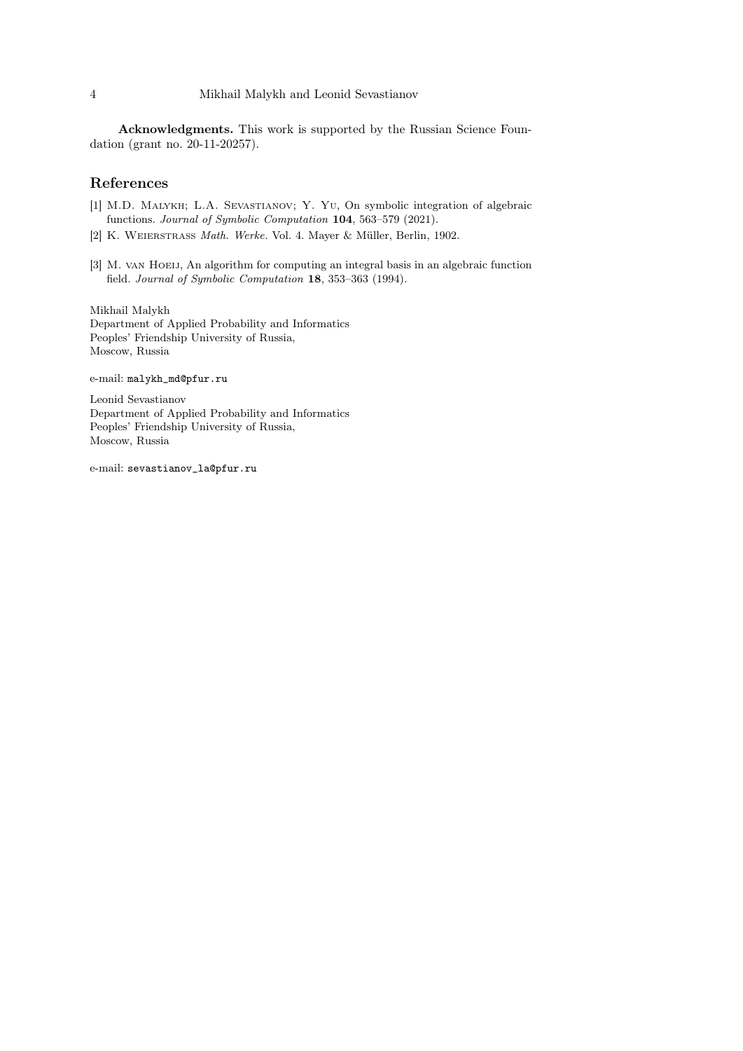**Acknowledgments.** This work is supported by the Russian Science Foundation (grant no. 20-11-20257).

## References

[1] M.D. Malykh; L.A. Sevastianov; Y. Yu, On symbolic integration of algebraic functions. *Journal of Symbolic Computation* **104**, 563–579 (2021).

[2] K. Weierstrass *Math. Werke.* Vol. 4. Mayer & Müller, Berlin, 1902.

[3] M. van Hoeij, An algorithm for computing an integral basis in an algebraic function field. *Journal of Symbolic Computation* **18**, 353–363 (1994).

Mikhail Malykh
Department of Applied Probability and Informatics
Peoples' Friendship University of Russia,
Moscow, Russia

e-mail: malykh_md@pfur.ru

Leonid Sevastianov
Department of Applied Probability and Informatics
Peoples' Friendship University of Russia,
Moscow, Russia

e-mail: sevastianov_la@pfur.ru